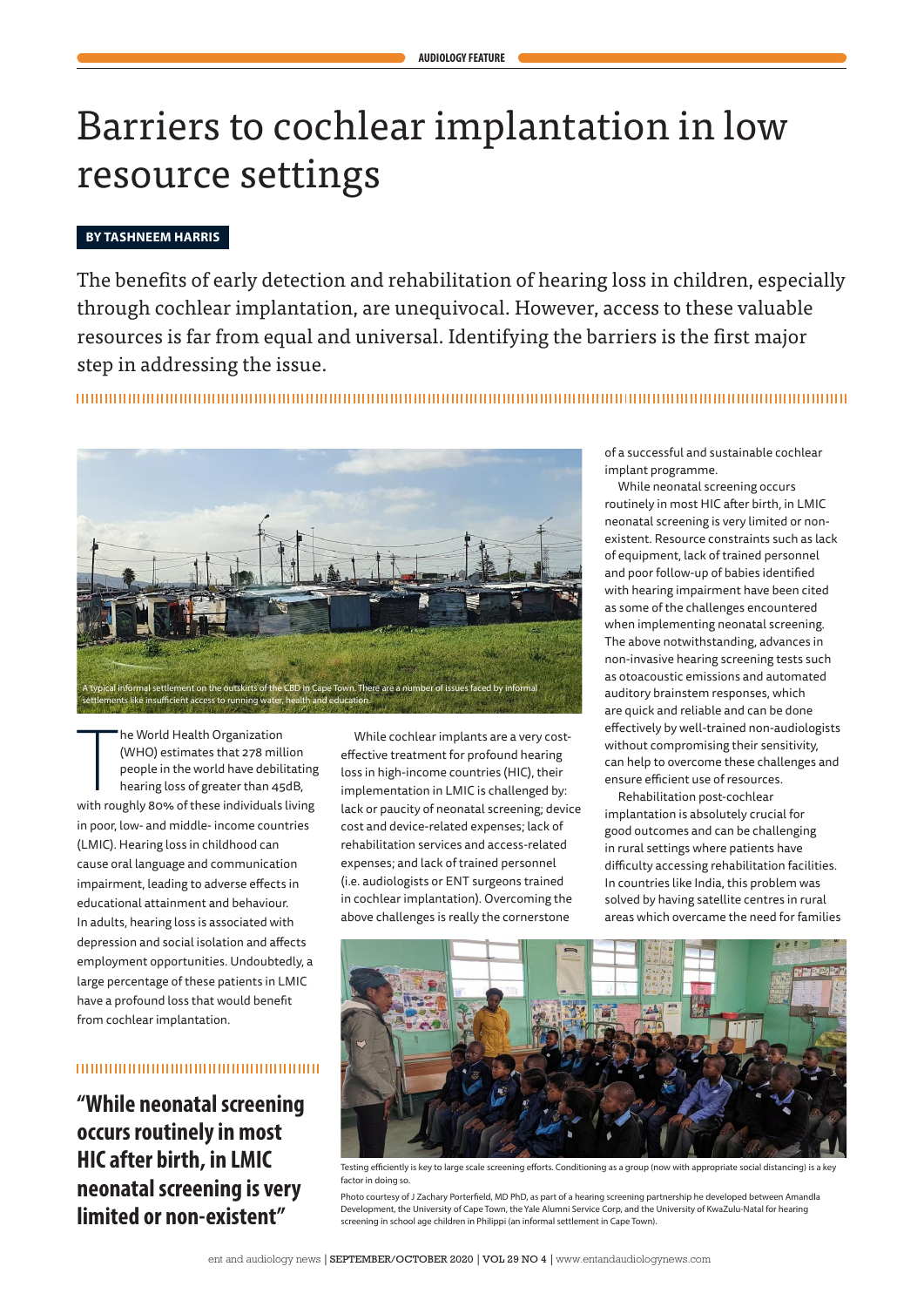AUDIOLOGY FEATURE

# Barriers to cochlear implantation in low resource settings

**BY TASHNEEM HARRIS**

The benefits of early detection and rehabilitation of hearing loss in children, especially through cochlear implantation, are unequivocal. However, access to these valuable resources is far from equal and universal. Identifying the barriers is the first major step in addressing the issue.

A typical informal settlement on the outskirts of the CBD in Cape Town. There are a number of issues faced by informal settlements like insufficient access to running water, health and education.

The World Health Organization (WHO) estimates that 278 million people in the world have debilitating hearing loss of greater than 45dB, with roughly 80% of these individuals living in poor, low- and middle- income countries (LMIC). Hearing loss in childhood can cause oral language and communication impairment, leading to adverse effects in educational attainment and behaviour. In adults, hearing loss is associated with depression and social isolation and affects employment opportunities. Undoubtedly, a large percentage of these patients in LMIC have a profound loss that would benefit from cochlear implantation.

> **"While neonatal screening occurs routinely in most HIC after birth, in LMIC neonatal screening is very limited or non-existent"**

While cochlear implants are a very cost-effective treatment for profound hearing loss in high-income countries (HIC), their implementation in LMIC is challenged by: lack or paucity of neonatal screening; device cost and device-related expenses; lack of rehabilitation services and access-related expenses; and lack of trained personnel (i.e. audiologists or ENT surgeons trained in cochlear implantation). Overcoming the above challenges is really the cornerstone of a successful and sustainable cochlear implant programme.

While neonatal screening occurs routinely in most HIC after birth, in LMIC neonatal screening is very limited or non-existent. Resource constraints such as lack of equipment, lack of trained personnel and poor follow-up of babies identified with hearing impairment have been cited as some of the challenges encountered when implementing neonatal screening. The above notwithstanding, advances in non-invasive hearing screening tests such as otoacoustic emissions and automated auditory brainstem responses, which are quick and reliable and can be done effectively by well-trained non-audiologists without compromising their sensitivity, can help to overcome these challenges and ensure efficient use of resources.

Rehabilitation post-cochlear implantation is absolutely crucial for good outcomes and can be challenging in rural settings where patients have difficulty accessing rehabilitation facilities. In countries like India, this problem was solved by having satellite centres in rural areas which overcame the need for families

Testing efficiently is key to large scale screening efforts. Conditioning as a group (now with appropriate social distancing) is a key factor in doing so.

Photo courtesy of J Zachary Porterfield, MD PhD, as part of a hearing screening partnership he developed between Amandla Development, the University of Cape Town, the Yale Alumni Service Corp, and the University of KwaZulu-Natal for hearing screening in school age children in Philippi (an informal settlement in Cape Town).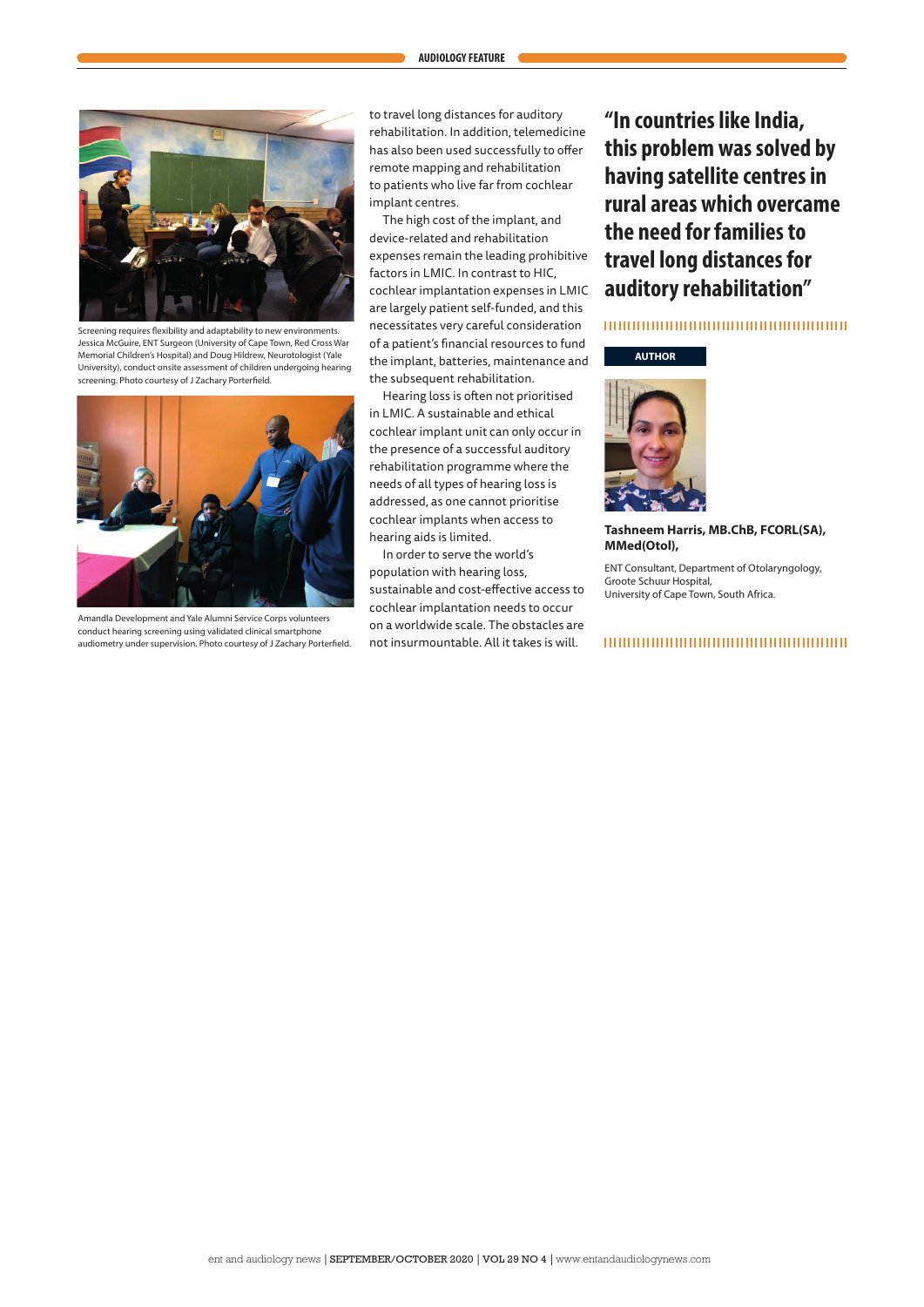Screening requires flexibility and adaptability to new environments. Jessica McGuire, ENT Surgeon (University of Cape Town, Red Cross War Memorial Children's Hospital) and Doug Hildrew, Neurotologist (Yale University), conduct onsite assessment of children undergoing hearing screening. Photo courtesy of J Zachary Porterfield.

Amandla Development and Yale Alumni Service Corps volunteers conduct hearing screening using validated clinical smartphone audiometry under supervision. Photo courtesy of J Zachary Porterfield.

to travel long distances for auditory rehabilitation. In addition, telemedicine has also been used successfully to offer remote mapping and rehabilitation to patients who live far from cochlear implant centres.

The high cost of the implant, and device-related and rehabilitation expenses remain the leading prohibitive factors in LMIC. In contrast to HIC, cochlear implantation expenses in LMIC are largely patient self-funded, and this necessitates very careful consideration of a patient's financial resources to fund the implant, batteries, maintenance and the subsequent rehabilitation.

Hearing loss is often not prioritised in LMIC. A sustainable and ethical cochlear implant unit can only occur in the presence of a successful auditory rehabilitation programme where the needs of all types of hearing loss is addressed, as one cannot prioritise cochlear implants when access to hearing aids is limited.

In order to serve the world's population with hearing loss, sustainable and cost-effective access to cochlear implantation needs to occur on a worldwide scale. The obstacles are not insurmountable. All it takes is will.

**"In countries like India, this problem was solved by having satellite centres in rural areas which overcame the need for families to travel long distances for auditory rehabilitation"**

**AUTHOR**

**Tashneem Harris, MB.ChB, FCORL(SA), MMed(Otol),**

ENT Consultant, Department of Otolaryngology,
Groote Schuur Hospital,
University of Cape Town, South Africa.